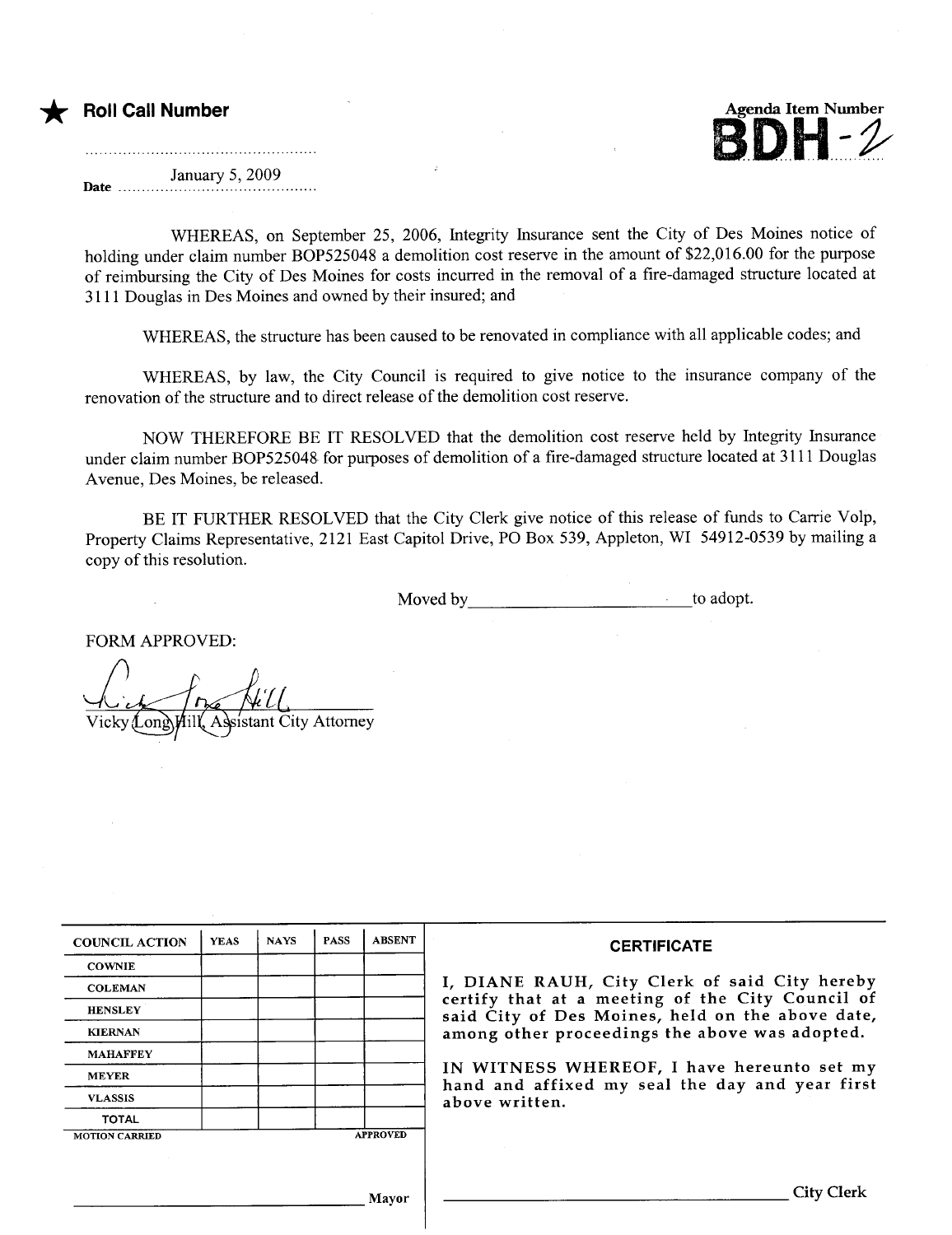★ **Roll Call Number**

..................................................

Date ....January 5, 2009....

Agenda Item Number
**BDH-2**

WHEREAS, on September 25, 2006, Integrity Insurance sent the City of Des Moines notice of holding under claim number BOP525048 a demolition cost reserve in the amount of $22,016.00 for the purpose of reimbursing the City of Des Moines for costs incurred in the removal of a fire-damaged structure located at 3111 Douglas in Des Moines and owned by their insured; and

WHEREAS, the structure has been caused to be renovated in compliance with all applicable codes; and

WHEREAS, by law, the City Council is required to give notice to the insurance company of the renovation of the structure and to direct release of the demolition cost reserve.

NOW THEREFORE BE IT RESOLVED that the demolition cost reserve held by Integrity Insurance under claim number BOP525048 for purposes of demolition of a fire-damaged structure located at 3111 Douglas Avenue, Des Moines, be released.

BE IT FURTHER RESOLVED that the City Clerk give notice of this release of funds to Carrie Volp, Property Claims Representative, 2121 East Capitol Drive, PO Box 539, Appleton, WI 54912-0539 by mailing a copy of this resolution.

Moved by________________________to adopt.

FORM APPROVED:

Vicky Long Hill, Assistant City Attorney

| COUNCIL ACTION | YEAS | NAYS | PASS | ABSENT |
|---|---|---|---|---|
| COWNIE | | | | |
| COLEMAN | | | | |
| HENSLEY | | | | |
| KIERNAN | | | | |
| MAHAFFEY | | | | |
| MEYER | | | | |
| VLASSIS | | | | |
| TOTAL | | | | |

MOTION CARRIED APPROVED

______________________________ Mayor

**CERTIFICATE**

I, DIANE RAUH, City Clerk of said City hereby certify that at a meeting of the City Council of said City of Des Moines, held on the above date, among other proceedings the above was adopted.

IN WITNESS WHEREOF, I have hereunto set my hand and affixed my seal the day and year first above written.

______________________________ City Clerk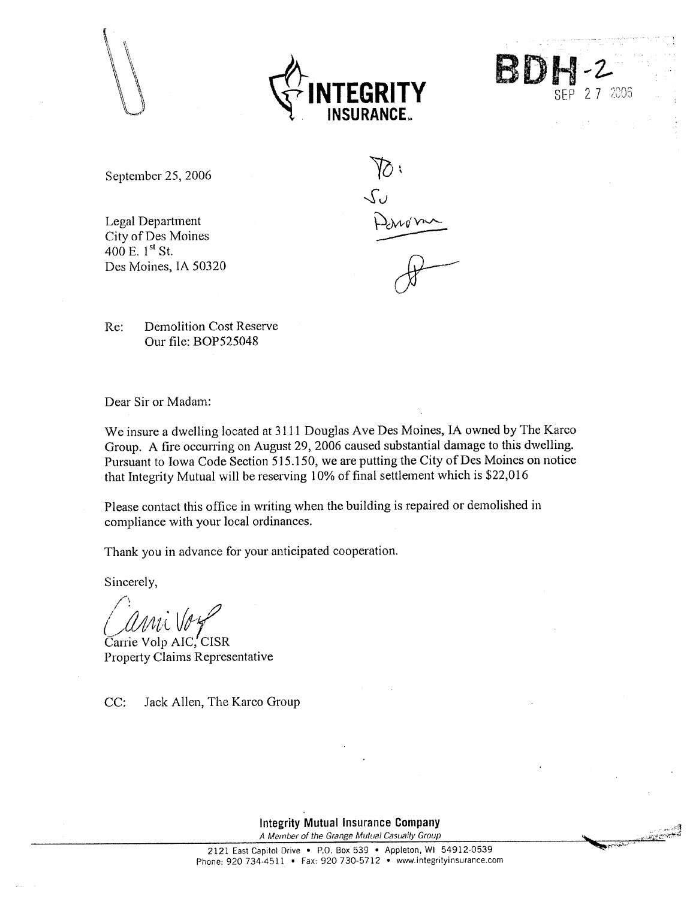**INTEGRITY INSURANCE.**

BDH-2
SEP 27 2006

September 25, 2006

To:
Su
Pomona

Legal Department
City of Des Moines
400 E. 1st St.
Des Moines, IA 50320

Re: Demolition Cost Reserve
Our file: BOP525048

Dear Sir or Madam:

We insure a dwelling located at 3111 Douglas Ave Des Moines, IA owned by The Karco Group. A fire occurring on August 29, 2006 caused substantial damage to this dwelling. Pursuant to Iowa Code Section 515.150, we are putting the City of Des Moines on notice that Integrity Mutual will be reserving 10% of final settlement which is $22,016

Please contact this office in writing when the building is repaired or demolished in compliance with your local ordinances.

Thank you in advance for your anticipated cooperation.

Sincerely,

Carrie Volp

Carrie Volp AIC, CISR
Property Claims Representative

CC: Jack Allen, The Karco Group

**Integrity Mutual Insurance Company**
*A Member of the Grange Mutual Casualty Group*

2121 East Capitol Drive • P.O. Box 539 • Appleton, WI 54912-0539
Phone: 920 734-4511 • Fax: 920 730-5712 • www.integrityinsurance.com